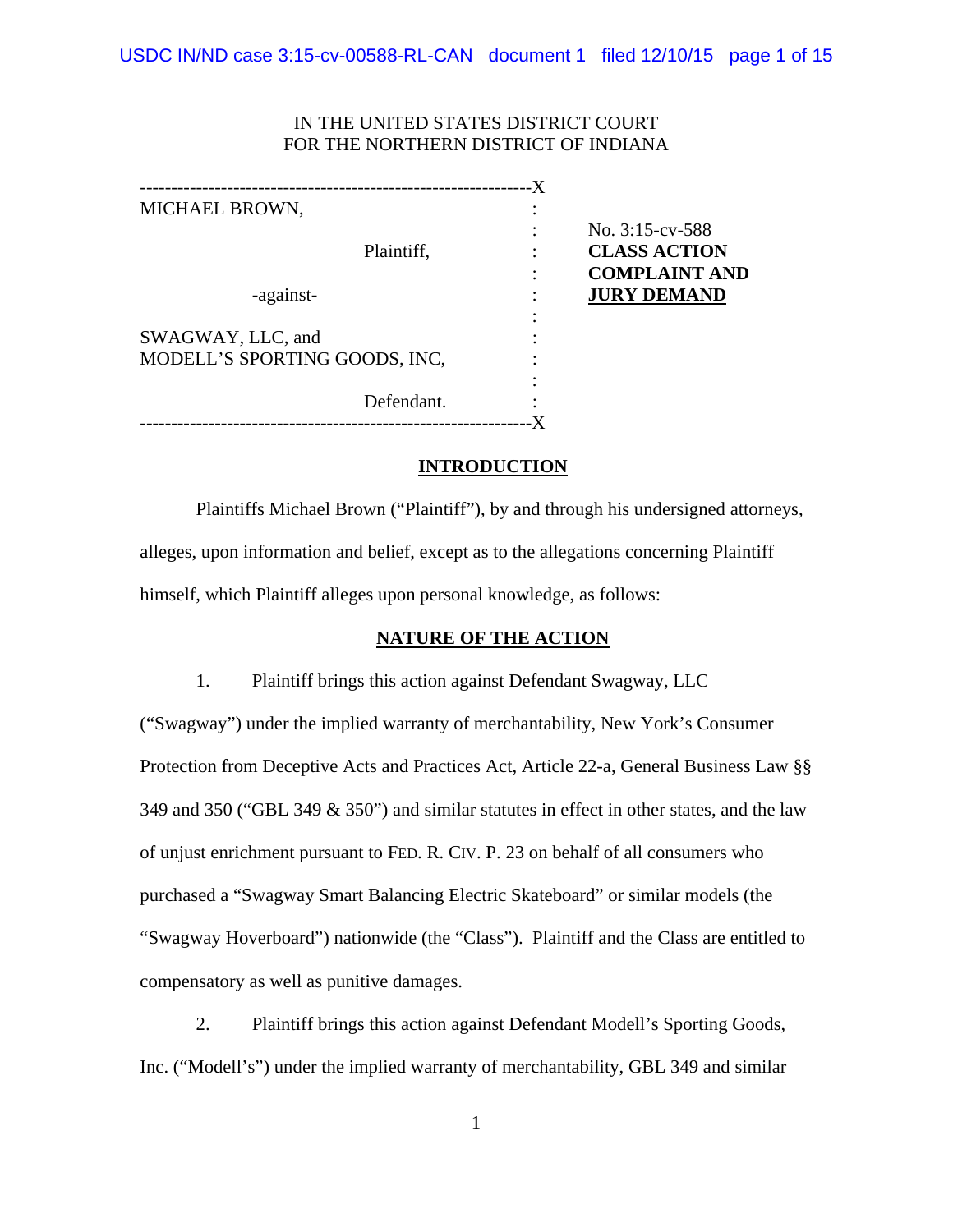IN THE UNITED STATES DISTRICT COURT
FOR THE NORTHERN DISTRICT OF INDIANA

| | |
|---|---|
| MICHAEL BROWN, Plaintiff, -against- SWAGWAY, LLC, and MODELL'S SPORTING GOODS, INC, Defendant. | No. 3:15-cv-588 **CLASS ACTION COMPLAINT AND <u>JURY DEMAND</u>** |

## <u>INTRODUCTION</u>

Plaintiffs Michael Brown ("Plaintiff"), by and through his undersigned attorneys, alleges, upon information and belief, except as to the allegations concerning Plaintiff himself, which Plaintiff alleges upon personal knowledge, as follows:

## <u>NATURE OF THE ACTION</u>

1. Plaintiff brings this action against Defendant Swagway, LLC ("Swagway") under the implied warranty of merchantability, New York's Consumer Protection from Deceptive Acts and Practices Act, Article 22-a, General Business Law §§ 349 and 350 ("GBL 349 & 350") and similar statutes in effect in other states, and the law of unjust enrichment pursuant to FED. R. CIV. P. 23 on behalf of all consumers who purchased a "Swagway Smart Balancing Electric Skateboard" or similar models (the "Swagway Hoverboard") nationwide (the "Class"). Plaintiff and the Class are entitled to compensatory as well as punitive damages.

2. Plaintiff brings this action against Defendant Modell's Sporting Goods, Inc. ("Modell's") under the implied warranty of merchantability, GBL 349 and similar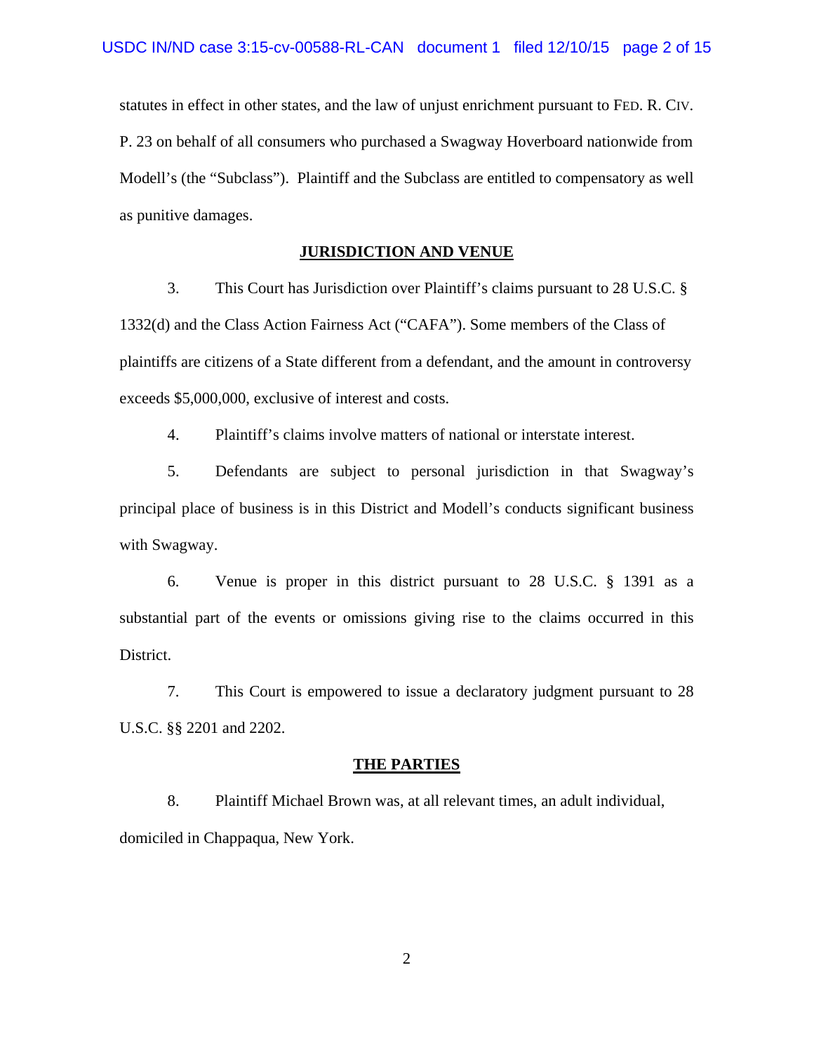statutes in effect in other states, and the law of unjust enrichment pursuant to FED. R. CIV. P. 23 on behalf of all consumers who purchased a Swagway Hoverboard nationwide from Modell's (the "Subclass"). Plaintiff and the Subclass are entitled to compensatory as well as punitive damages.

## JURISDICTION AND VENUE

3. This Court has Jurisdiction over Plaintiff's claims pursuant to 28 U.S.C. § 1332(d) and the Class Action Fairness Act ("CAFA"). Some members of the Class of plaintiffs are citizens of a State different from a defendant, and the amount in controversy exceeds $5,000,000, exclusive of interest and costs.

4. Plaintiff's claims involve matters of national or interstate interest.

5. Defendants are subject to personal jurisdiction in that Swagway's principal place of business is in this District and Modell's conducts significant business with Swagway.

6. Venue is proper in this district pursuant to 28 U.S.C. § 1391 as a substantial part of the events or omissions giving rise to the claims occurred in this District.

7. This Court is empowered to issue a declaratory judgment pursuant to 28 U.S.C. §§ 2201 and 2202.

## THE PARTIES

8. Plaintiff Michael Brown was, at all relevant times, an adult individual, domiciled in Chappaqua, New York.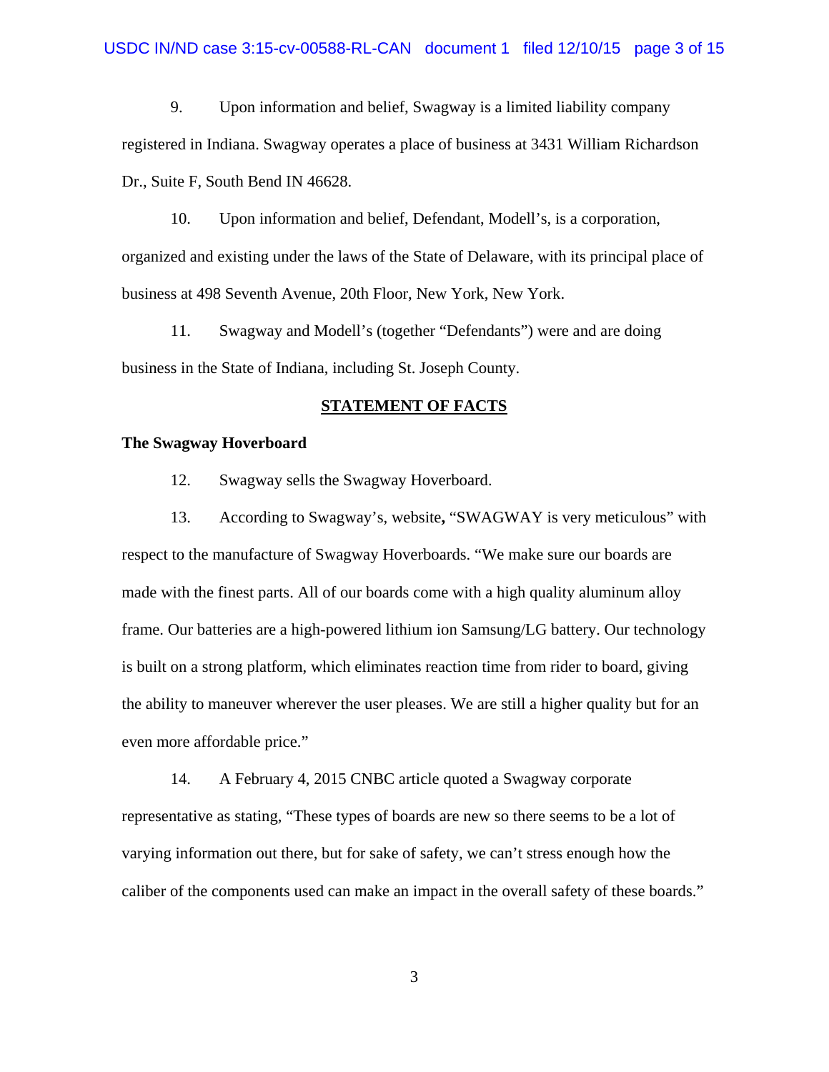9. Upon information and belief, Swagway is a limited liability company registered in Indiana. Swagway operates a place of business at 3431 William Richardson Dr., Suite F, South Bend IN 46628.

10. Upon information and belief, Defendant, Modell's, is a corporation, organized and existing under the laws of the State of Delaware, with its principal place of business at 498 Seventh Avenue, 20th Floor, New York, New York.

11. Swagway and Modell's (together "Defendants") were and are doing business in the State of Indiana, including St. Joseph County.

## STATEMENT OF FACTS

### The Swagway Hoverboard

12. Swagway sells the Swagway Hoverboard.

13. According to Swagway's, website**,** "SWAGWAY is very meticulous" with respect to the manufacture of Swagway Hoverboards. "We make sure our boards are made with the finest parts. All of our boards come with a high quality aluminum alloy frame. Our batteries are a high-powered lithium ion Samsung/LG battery. Our technology is built on a strong platform, which eliminates reaction time from rider to board, giving the ability to maneuver wherever the user pleases. We are still a higher quality but for an even more affordable price."

14. A February 4, 2015 CNBC article quoted a Swagway corporate representative as stating, "These types of boards are new so there seems to be a lot of varying information out there, but for sake of safety, we can't stress enough how the caliber of the components used can make an impact in the overall safety of these boards."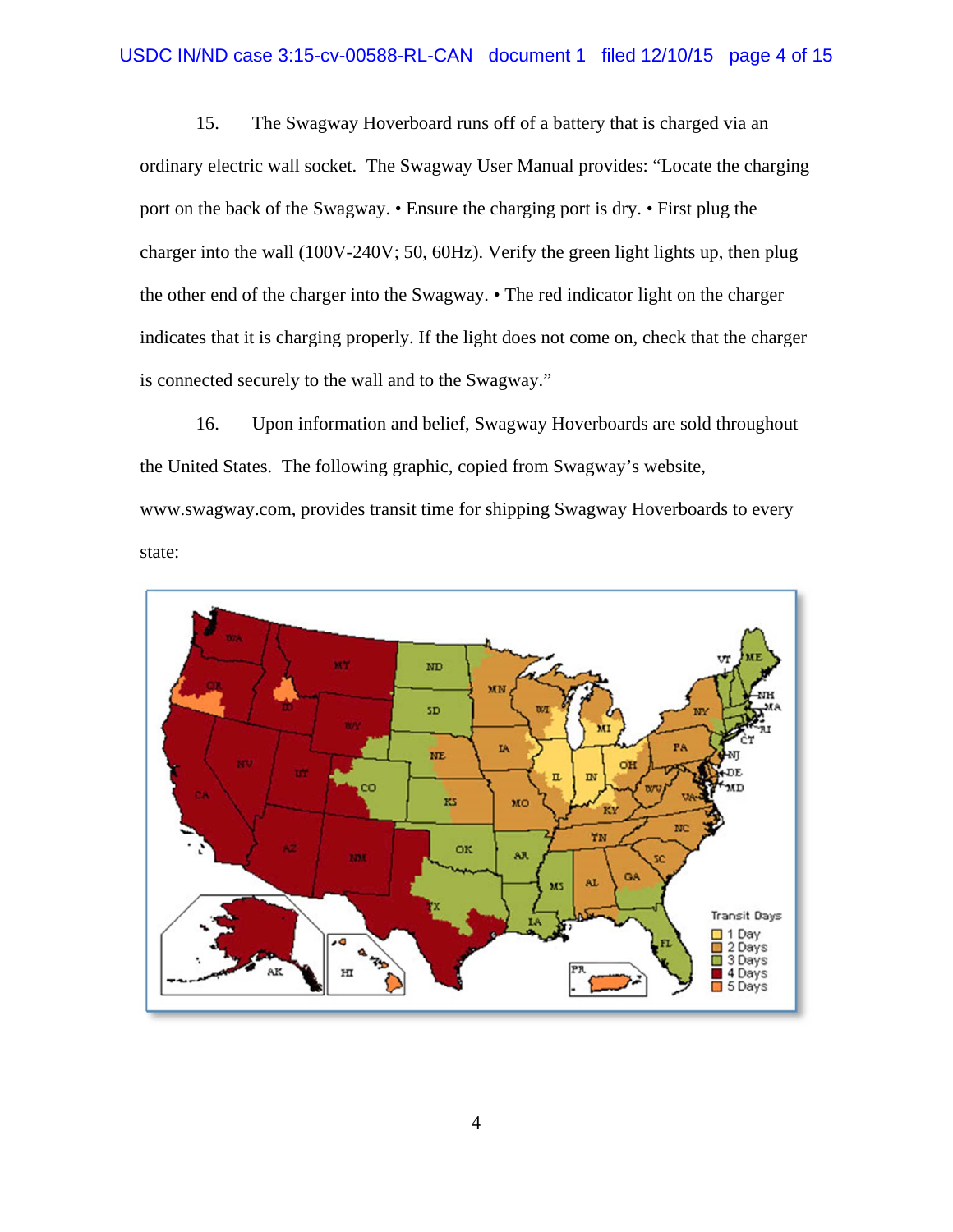15. The Swagway Hoverboard runs off of a battery that is charged via an ordinary electric wall socket. The Swagway User Manual provides: "Locate the charging port on the back of the Swagway. • Ensure the charging port is dry. • First plug the charger into the wall (100V-240V; 50, 60Hz). Verify the green light lights up, then plug the other end of the charger into the Swagway. • The red indicator light on the charger indicates that it is charging properly. If the light does not come on, check that the charger is connected securely to the wall and to the Swagway."

16. Upon information and belief, Swagway Hoverboards are sold throughout the United States. The following graphic, copied from Swagway's website, www.swagway.com, provides transit time for shipping Swagway Hoverboards to every state: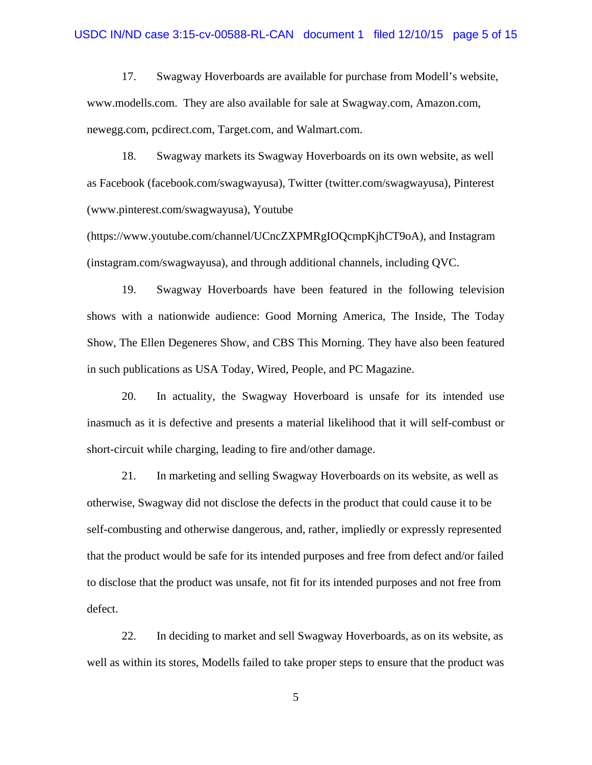17. Swagway Hoverboards are available for purchase from Modell's website, www.modells.com. They are also available for sale at Swagway.com, Amazon.com, newegg.com, pcdirect.com, Target.com, and Walmart.com.

18. Swagway markets its Swagway Hoverboards on its own website, as well as Facebook (facebook.com/swagwayusa), Twitter (twitter.com/swagwayusa), Pinterest (www.pinterest.com/swagwayusa), Youtube (https://www.youtube.com/channel/UCncZXPMRgIOQcmpKjhCT9oA), and Instagram (instagram.com/swagwayusa), and through additional channels, including QVC.

19. Swagway Hoverboards have been featured in the following television shows with a nationwide audience: Good Morning America, The Inside, The Today Show, The Ellen Degeneres Show, and CBS This Morning. They have also been featured in such publications as USA Today, Wired, People, and PC Magazine.

20. In actuality, the Swagway Hoverboard is unsafe for its intended use inasmuch as it is defective and presents a material likelihood that it will self-combust or short-circuit while charging, leading to fire and/other damage.

21. In marketing and selling Swagway Hoverboards on its website, as well as otherwise, Swagway did not disclose the defects in the product that could cause it to be self-combusting and otherwise dangerous, and, rather, impliedly or expressly represented that the product would be safe for its intended purposes and free from defect and/or failed to disclose that the product was unsafe, not fit for its intended purposes and not free from defect.

22. In deciding to market and sell Swagway Hoverboards, as on its website, as well as within its stores, Modells failed to take proper steps to ensure that the product was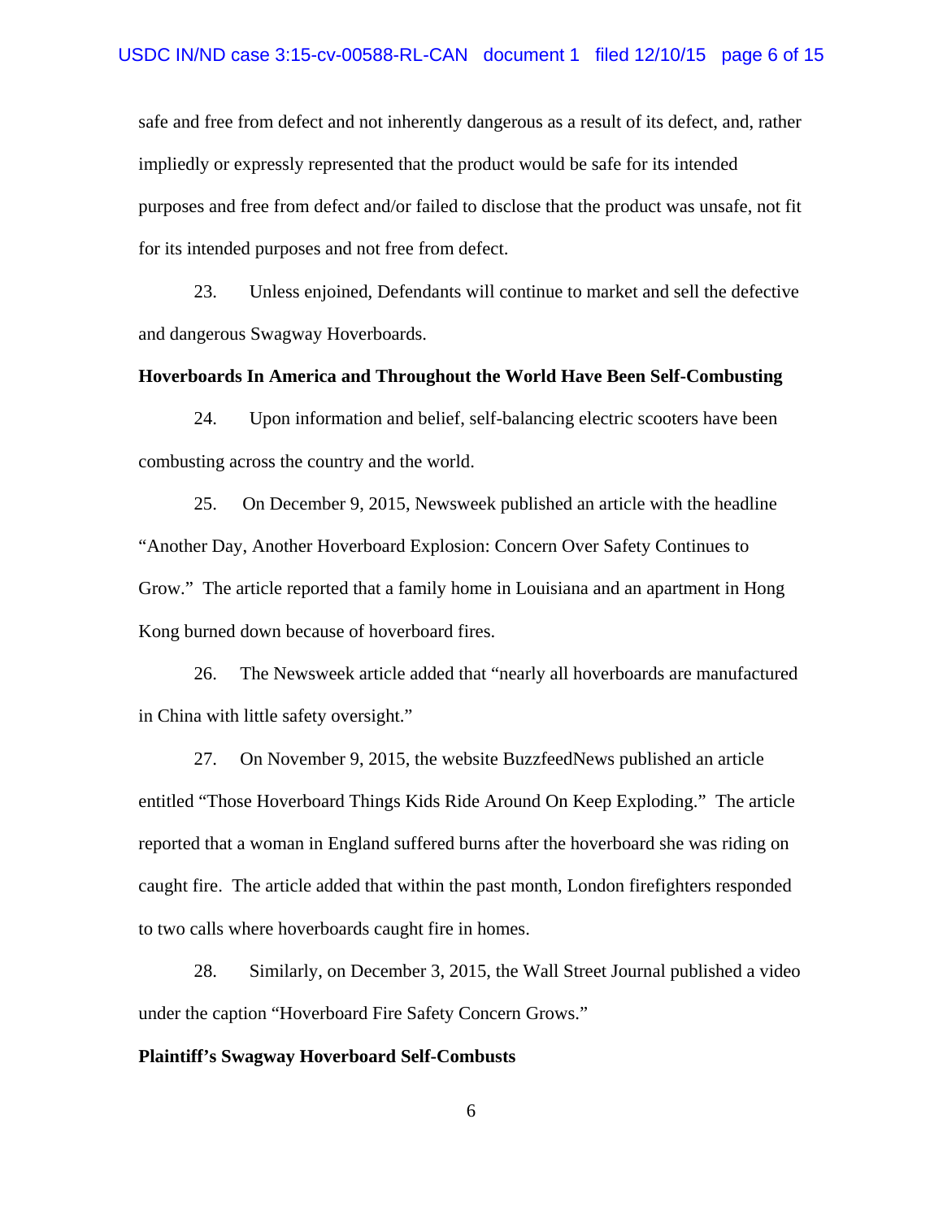safe and free from defect and not inherently dangerous as a result of its defect, and, rather impliedly or expressly represented that the product would be safe for its intended purposes and free from defect and/or failed to disclose that the product was unsafe, not fit for its intended purposes and not free from defect.

23. Unless enjoined, Defendants will continue to market and sell the defective and dangerous Swagway Hoverboards.

**Hoverboards In America and Throughout the World Have Been Self-Combusting**

24. Upon information and belief, self-balancing electric scooters have been combusting across the country and the world.

25. On December 9, 2015, Newsweek published an article with the headline "Another Day, Another Hoverboard Explosion: Concern Over Safety Continues to Grow." The article reported that a family home in Louisiana and an apartment in Hong Kong burned down because of hoverboard fires.

26. The Newsweek article added that "nearly all hoverboards are manufactured in China with little safety oversight."

27. On November 9, 2015, the website BuzzfeedNews published an article entitled "Those Hoverboard Things Kids Ride Around On Keep Exploding." The article reported that a woman in England suffered burns after the hoverboard she was riding on caught fire. The article added that within the past month, London firefighters responded to two calls where hoverboards caught fire in homes.

28. Similarly, on December 3, 2015, the Wall Street Journal published a video under the caption "Hoverboard Fire Safety Concern Grows."

**Plaintiff's Swagway Hoverboard Self-Combusts**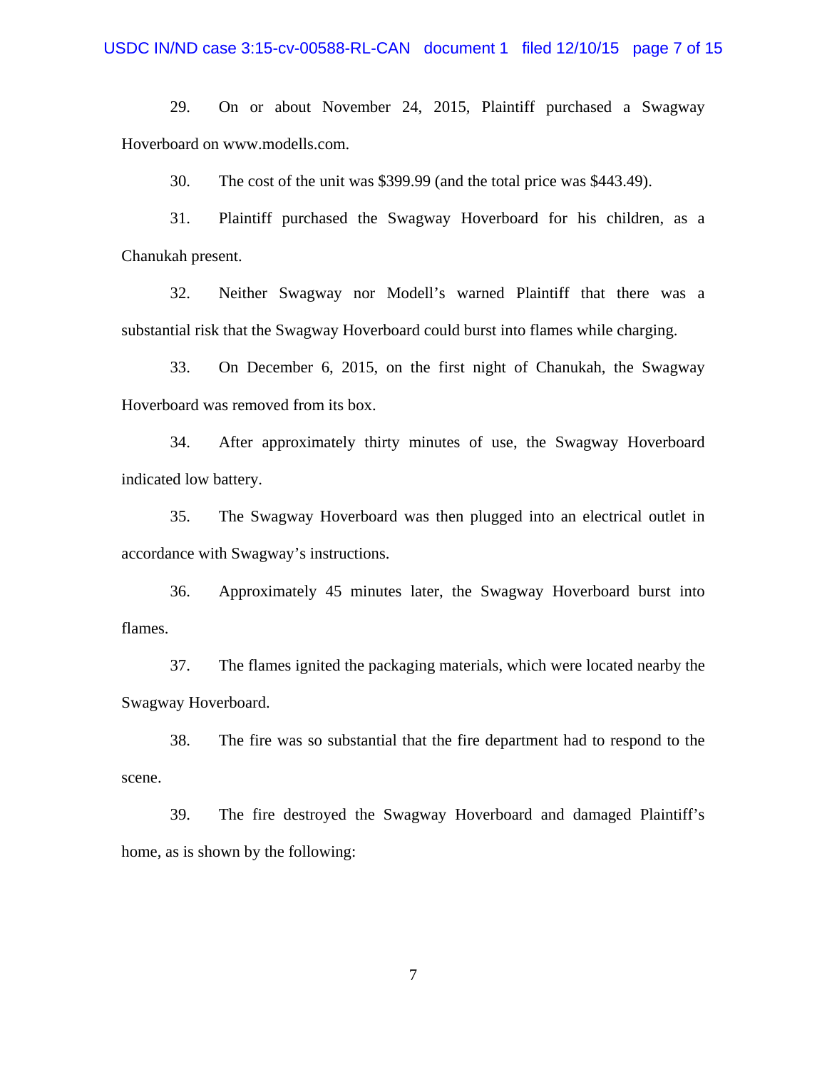29. On or about November 24, 2015, Plaintiff purchased a Swagway Hoverboard on www.modells.com.

30. The cost of the unit was $399.99 (and the total price was $443.49).

31. Plaintiff purchased the Swagway Hoverboard for his children, as a Chanukah present.

32. Neither Swagway nor Modell's warned Plaintiff that there was a substantial risk that the Swagway Hoverboard could burst into flames while charging.

33. On December 6, 2015, on the first night of Chanukah, the Swagway Hoverboard was removed from its box.

34. After approximately thirty minutes of use, the Swagway Hoverboard indicated low battery.

35. The Swagway Hoverboard was then plugged into an electrical outlet in accordance with Swagway's instructions.

36. Approximately 45 minutes later, the Swagway Hoverboard burst into flames.

37. The flames ignited the packaging materials, which were located nearby the Swagway Hoverboard.

38. The fire was so substantial that the fire department had to respond to the scene.

39. The fire destroyed the Swagway Hoverboard and damaged Plaintiff's home, as is shown by the following: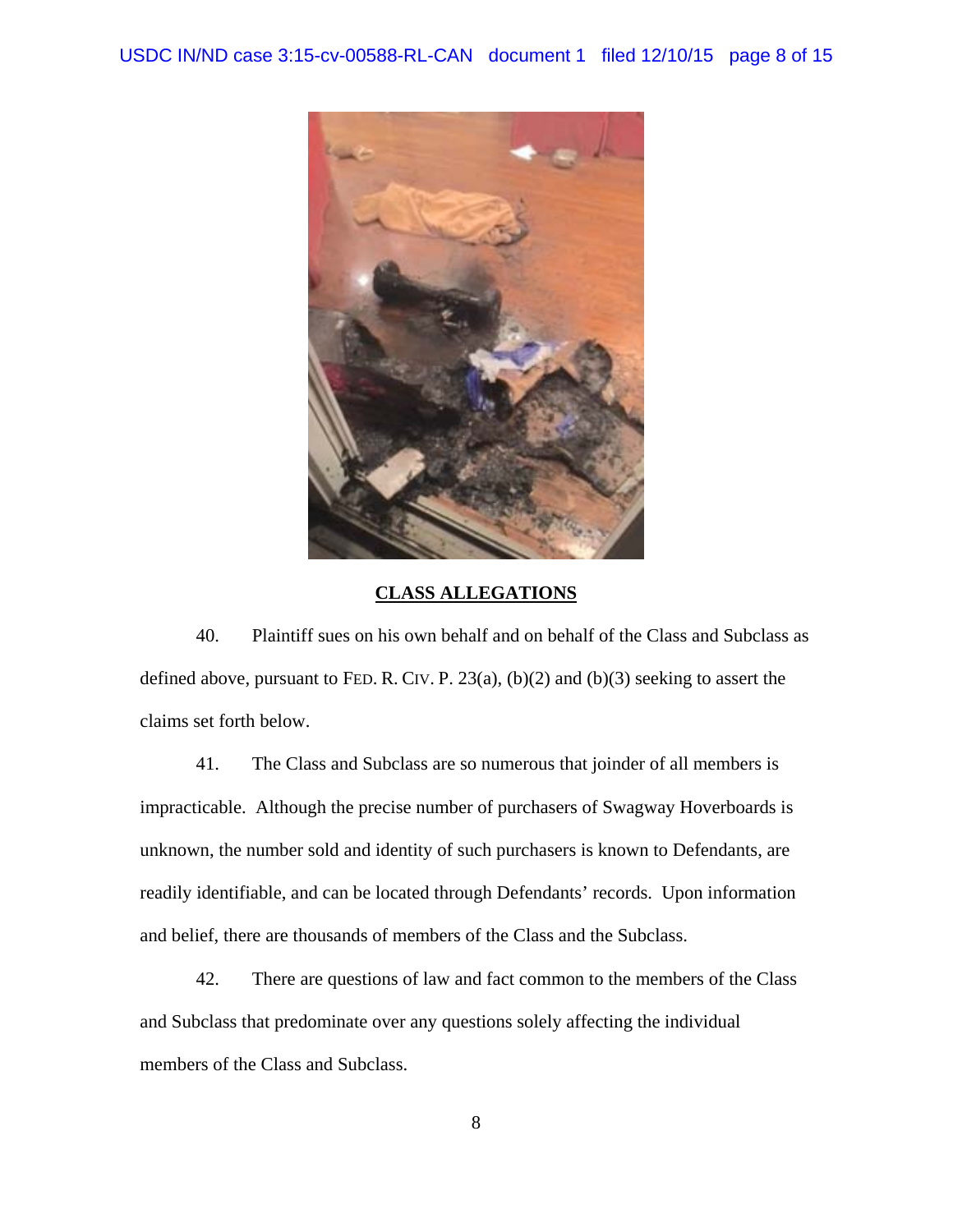## CLASS ALLEGATIONS

40. Plaintiff sues on his own behalf and on behalf of the Class and Subclass as defined above, pursuant to FED. R. CIV. P. 23(a), (b)(2) and (b)(3) seeking to assert the claims set forth below.

41. The Class and Subclass are so numerous that joinder of all members is impracticable. Although the precise number of purchasers of Swagway Hoverboards is unknown, the number sold and identity of such purchasers is known to Defendants, are readily identifiable, and can be located through Defendants' records. Upon information and belief, there are thousands of members of the Class and the Subclass.

42. There are questions of law and fact common to the members of the Class and Subclass that predominate over any questions solely affecting the individual members of the Class and Subclass.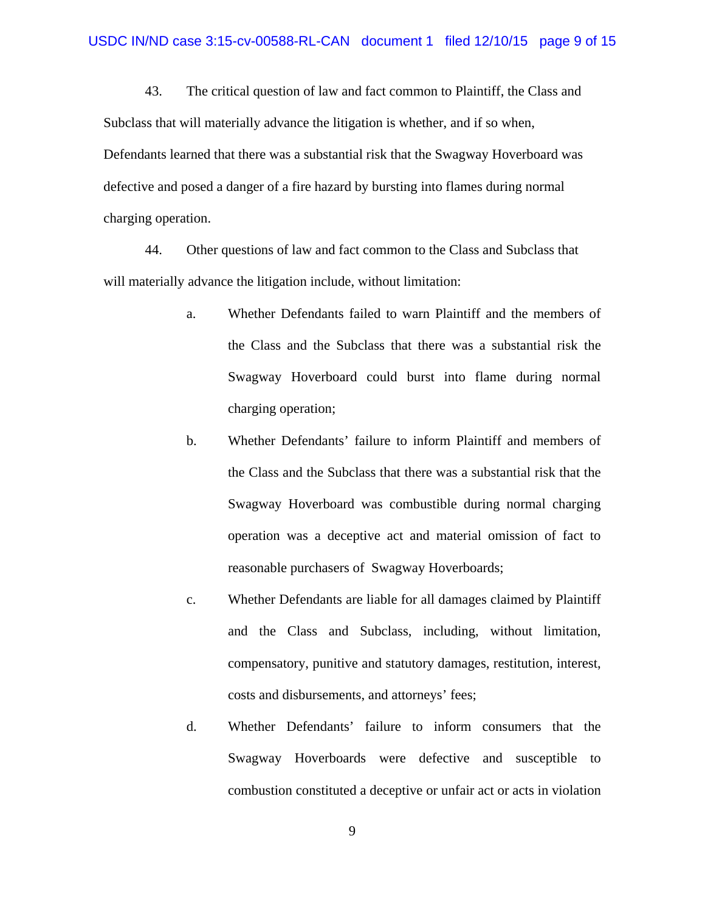43. The critical question of law and fact common to Plaintiff, the Class and Subclass that will materially advance the litigation is whether, and if so when, Defendants learned that there was a substantial risk that the Swagway Hoverboard was defective and posed a danger of a fire hazard by bursting into flames during normal charging operation.

44. Other questions of law and fact common to the Class and Subclass that will materially advance the litigation include, without limitation:

a. Whether Defendants failed to warn Plaintiff and the members of the Class and the Subclass that there was a substantial risk the Swagway Hoverboard could burst into flame during normal charging operation;

b. Whether Defendants' failure to inform Plaintiff and members of the Class and the Subclass that there was a substantial risk that the Swagway Hoverboard was combustible during normal charging operation was a deceptive act and material omission of fact to reasonable purchasers of Swagway Hoverboards;

c. Whether Defendants are liable for all damages claimed by Plaintiff and the Class and Subclass, including, without limitation, compensatory, punitive and statutory damages, restitution, interest, costs and disbursements, and attorneys' fees;

d. Whether Defendants' failure to inform consumers that the Swagway Hoverboards were defective and susceptible to combustion constituted a deceptive or unfair act or acts in violation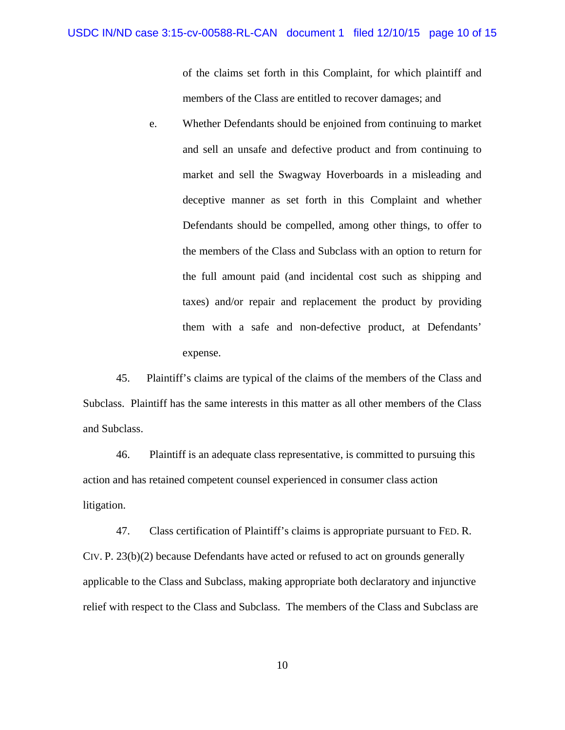of the claims set forth in this Complaint, for which plaintiff and members of the Class are entitled to recover damages; and

e. Whether Defendants should be enjoined from continuing to market and sell an unsafe and defective product and from continuing to market and sell the Swagway Hoverboards in a misleading and deceptive manner as set forth in this Complaint and whether Defendants should be compelled, among other things, to offer to the members of the Class and Subclass with an option to return for the full amount paid (and incidental cost such as shipping and taxes) and/or repair and replacement the product by providing them with a safe and non-defective product, at Defendants' expense.

45. Plaintiff's claims are typical of the claims of the members of the Class and Subclass. Plaintiff has the same interests in this matter as all other members of the Class and Subclass.

46. Plaintiff is an adequate class representative, is committed to pursuing this action and has retained competent counsel experienced in consumer class action litigation.

47. Class certification of Plaintiff's claims is appropriate pursuant to FED. R. CIV. P. 23(b)(2) because Defendants have acted or refused to act on grounds generally applicable to the Class and Subclass, making appropriate both declaratory and injunctive relief with respect to the Class and Subclass. The members of the Class and Subclass are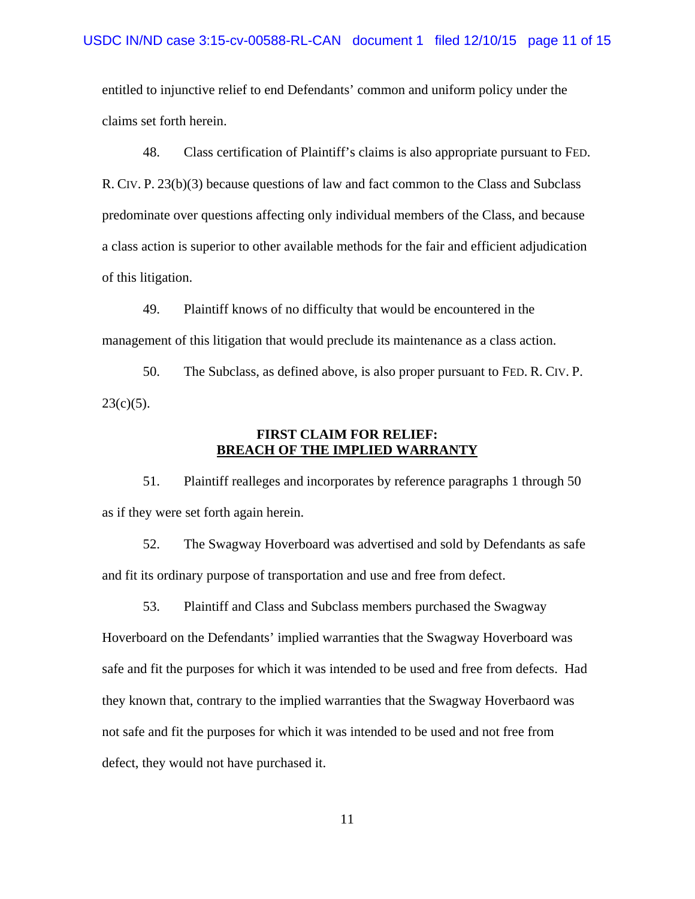entitled to injunctive relief to end Defendants' common and uniform policy under the claims set forth herein.

48. Class certification of Plaintiff's claims is also appropriate pursuant to FED. R. CIV. P. 23(b)(3) because questions of law and fact common to the Class and Subclass predominate over questions affecting only individual members of the Class, and because a class action is superior to other available methods for the fair and efficient adjudication of this litigation.

49. Plaintiff knows of no difficulty that would be encountered in the management of this litigation that would preclude its maintenance as a class action.

50. The Subclass, as defined above, is also proper pursuant to FED. R. CIV. P. 23(c)(5).

## FIRST CLAIM FOR RELIEF: BREACH OF THE IMPLIED WARRANTY

51. Plaintiff realleges and incorporates by reference paragraphs 1 through 50 as if they were set forth again herein.

52. The Swagway Hoverboard was advertised and sold by Defendants as safe and fit its ordinary purpose of transportation and use and free from defect.

53. Plaintiff and Class and Subclass members purchased the Swagway Hoverboard on the Defendants' implied warranties that the Swagway Hoverboard was safe and fit the purposes for which it was intended to be used and free from defects. Had they known that, contrary to the implied warranties that the Swagway Hoverbaord was not safe and fit the purposes for which it was intended to be used and not free from defect, they would not have purchased it.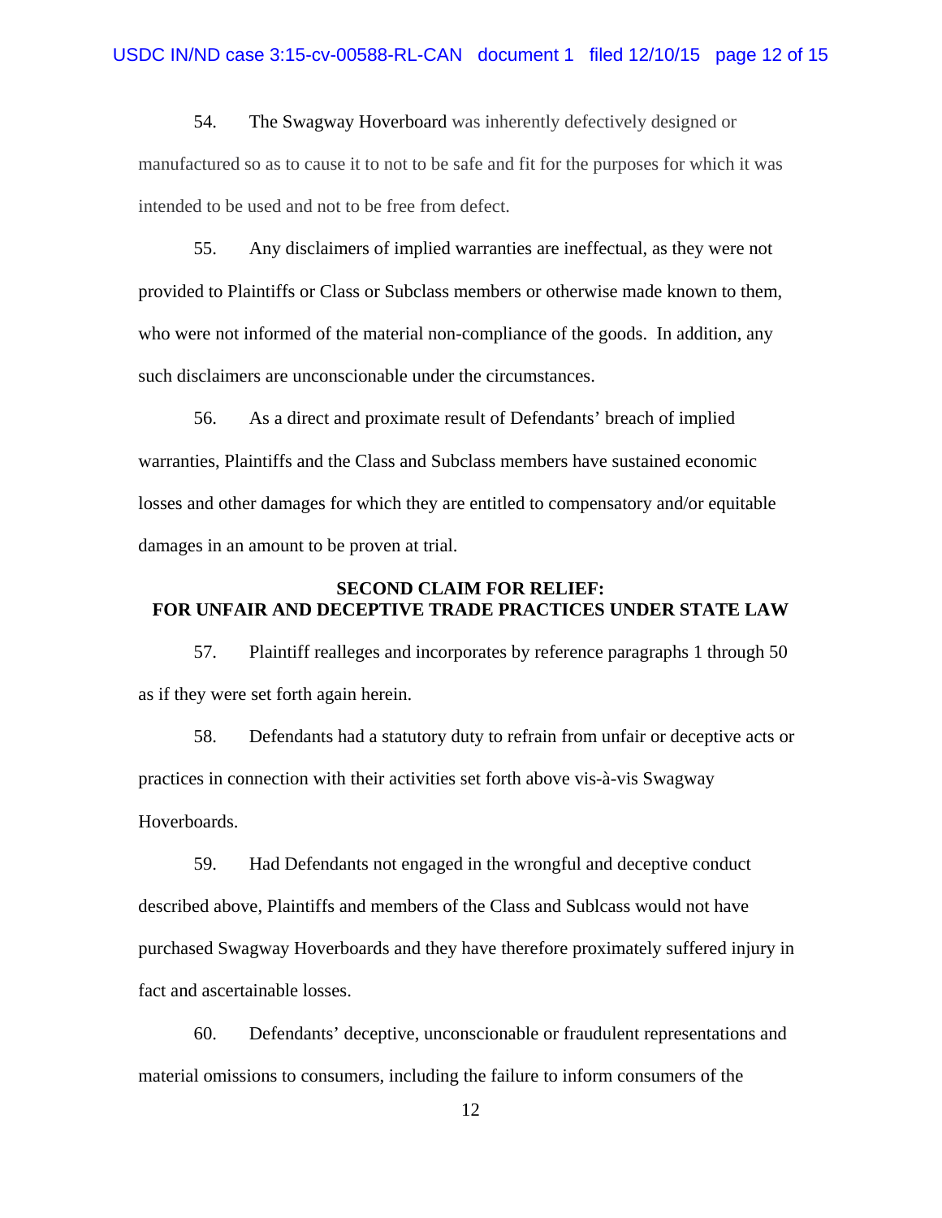54. The Swagway Hoverboard was inherently defectively designed or manufactured so as to cause it to not to be safe and fit for the purposes for which it was intended to be used and not to be free from defect.

55. Any disclaimers of implied warranties are ineffectual, as they were not provided to Plaintiffs or Class or Subclass members or otherwise made known to them, who were not informed of the material non-compliance of the goods. In addition, any such disclaimers are unconscionable under the circumstances.

56. As a direct and proximate result of Defendants' breach of implied warranties, Plaintiffs and the Class and Subclass members have sustained economic losses and other damages for which they are entitled to compensatory and/or equitable damages in an amount to be proven at trial.

**SECOND CLAIM FOR RELIEF:**
**FOR UNFAIR AND DECEPTIVE TRADE PRACTICES UNDER STATE LAW**

57. Plaintiff realleges and incorporates by reference paragraphs 1 through 50 as if they were set forth again herein.

58. Defendants had a statutory duty to refrain from unfair or deceptive acts or practices in connection with their activities set forth above vis-à-vis Swagway Hoverboards.

59. Had Defendants not engaged in the wrongful and deceptive conduct described above, Plaintiffs and members of the Class and Sublcass would not have purchased Swagway Hoverboards and they have therefore proximately suffered injury in fact and ascertainable losses.

60. Defendants' deceptive, unconscionable or fraudulent representations and material omissions to consumers, including the failure to inform consumers of the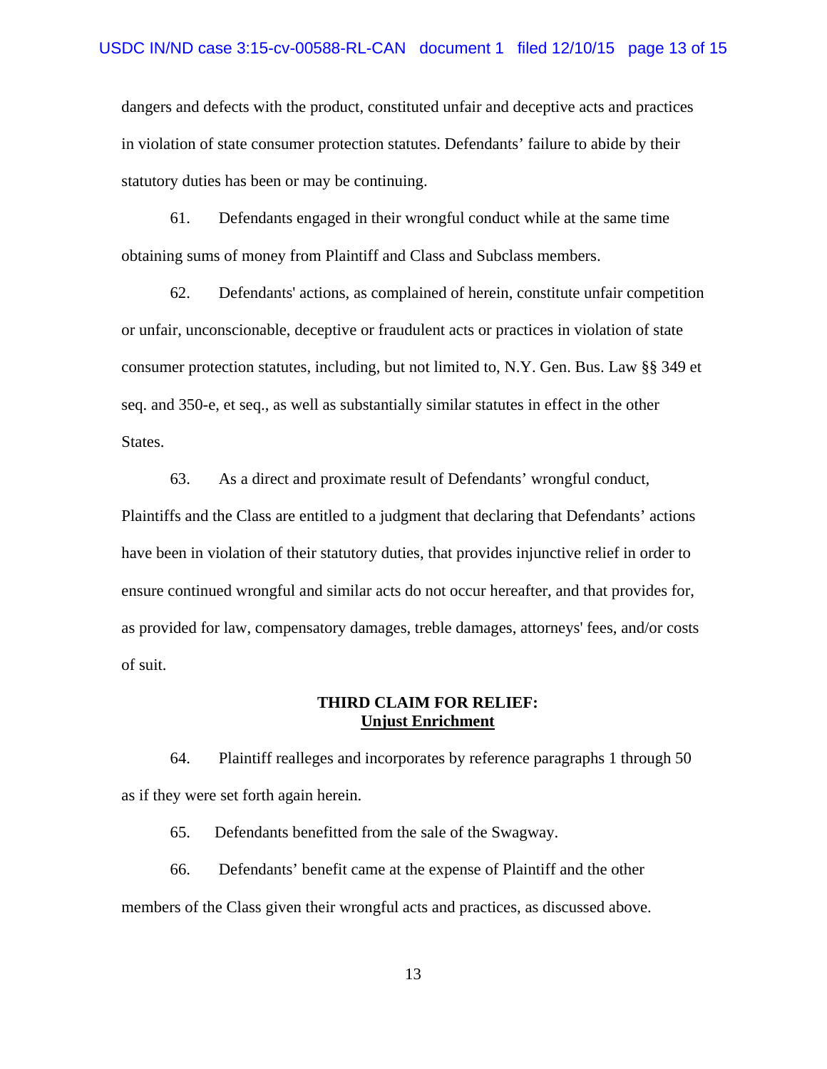dangers and defects with the product, constituted unfair and deceptive acts and practices in violation of state consumer protection statutes. Defendants' failure to abide by their statutory duties has been or may be continuing.

61. Defendants engaged in their wrongful conduct while at the same time obtaining sums of money from Plaintiff and Class and Subclass members.

62. Defendants' actions, as complained of herein, constitute unfair competition or unfair, unconscionable, deceptive or fraudulent acts or practices in violation of state consumer protection statutes, including, but not limited to, N.Y. Gen. Bus. Law §§ 349 et seq. and 350-e, et seq., as well as substantially similar statutes in effect in the other States.

63. As a direct and proximate result of Defendants' wrongful conduct, Plaintiffs and the Class are entitled to a judgment that declaring that Defendants' actions have been in violation of their statutory duties, that provides injunctive relief in order to ensure continued wrongful and similar acts do not occur hereafter, and that provides for, as provided for law, compensatory damages, treble damages, attorneys' fees, and/or costs of suit.

**THIRD CLAIM FOR RELIEF:**
**<u>Unjust Enrichment</u>**

64. Plaintiff realleges and incorporates by reference paragraphs 1 through 50 as if they were set forth again herein.

65. Defendants benefitted from the sale of the Swagway.

66. Defendants' benefit came at the expense of Plaintiff and the other members of the Class given their wrongful acts and practices, as discussed above.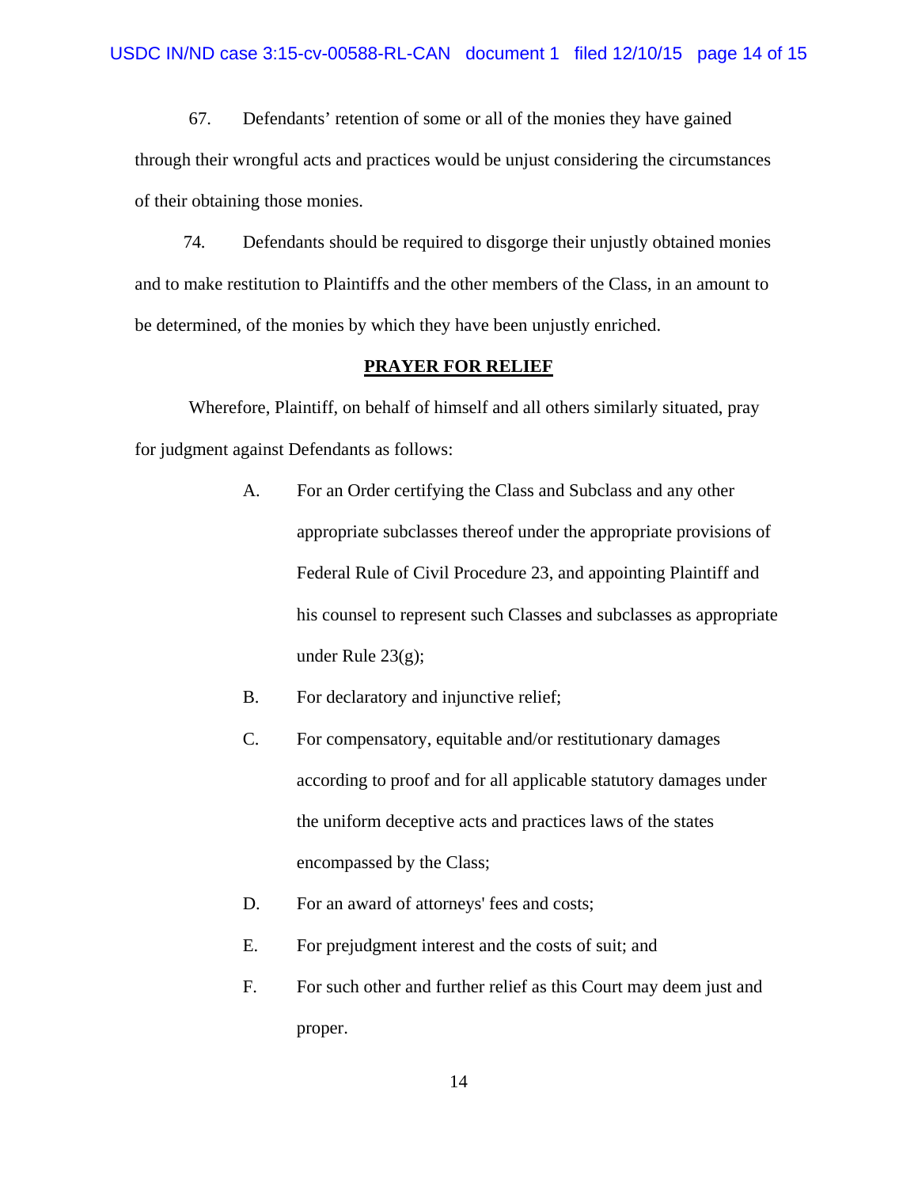67. Defendants' retention of some or all of the monies they have gained through their wrongful acts and practices would be unjust considering the circumstances of their obtaining those monies.

74. Defendants should be required to disgorge their unjustly obtained monies and to make restitution to Plaintiffs and the other members of the Class, in an amount to be determined, of the monies by which they have been unjustly enriched.

## PRAYER FOR RELIEF

Wherefore, Plaintiff, on behalf of himself and all others similarly situated, pray for judgment against Defendants as follows:

A. For an Order certifying the Class and Subclass and any other appropriate subclasses thereof under the appropriate provisions of Federal Rule of Civil Procedure 23, and appointing Plaintiff and his counsel to represent such Classes and subclasses as appropriate under Rule 23(g);

B. For declaratory and injunctive relief;

C. For compensatory, equitable and/or restitutionary damages according to proof and for all applicable statutory damages under the uniform deceptive acts and practices laws of the states encompassed by the Class;

D. For an award of attorneys' fees and costs;

E. For prejudgment interest and the costs of suit; and

F. For such other and further relief as this Court may deem just and proper.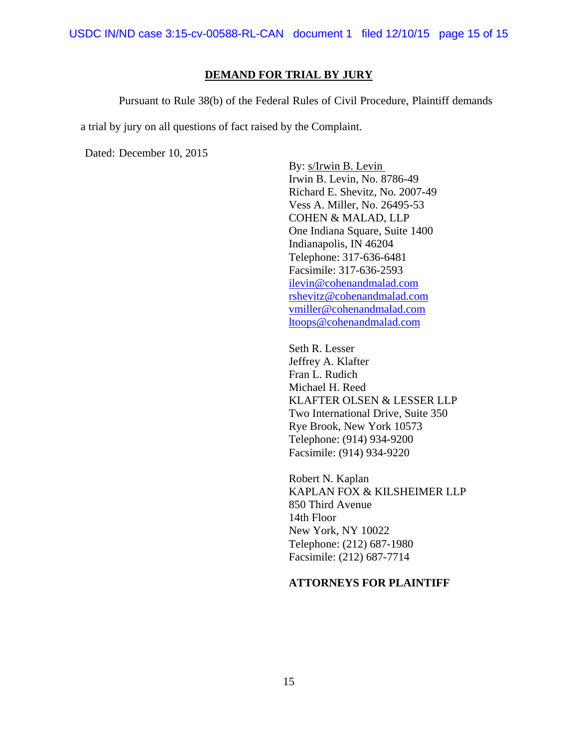## DEMAND FOR TRIAL BY JURY

Pursuant to Rule 38(b) of the Federal Rules of Civil Procedure, Plaintiff demands a trial by jury on all questions of fact raised by the Complaint.

Dated: December 10, 2015

By: s/Irwin B. Levin
Irwin B. Levin, No. 8786-49
Richard E. Shevitz, No. 2007-49
Vess A. Miller, No. 26495-53
COHEN & MALAD, LLP
One Indiana Square, Suite 1400
Indianapolis, IN 46204
Telephone: 317-636-6481
Facsimile: 317-636-2593
ilevin@cohenandmalad.com
rshevitz@cohenandmalad.com
vmiller@cohenandmalad.com
ltoops@cohenandmalad.com

Seth R. Lesser
Jeffrey A. Klafter
Fran L. Rudich
Michael H. Reed
KLAFTER OLSEN & LESSER LLP
Two International Drive, Suite 350
Rye Brook, New York 10573
Telephone: (914) 934-9200
Facsimile: (914) 934-9220

Robert N. Kaplan
KAPLAN FOX & KILSHEIMER LLP
850 Third Avenue
14th Floor
New York, NY 10022
Telephone: (212) 687-1980
Facsimile: (212) 687-7714

**ATTORNEYS FOR PLAINTIFF**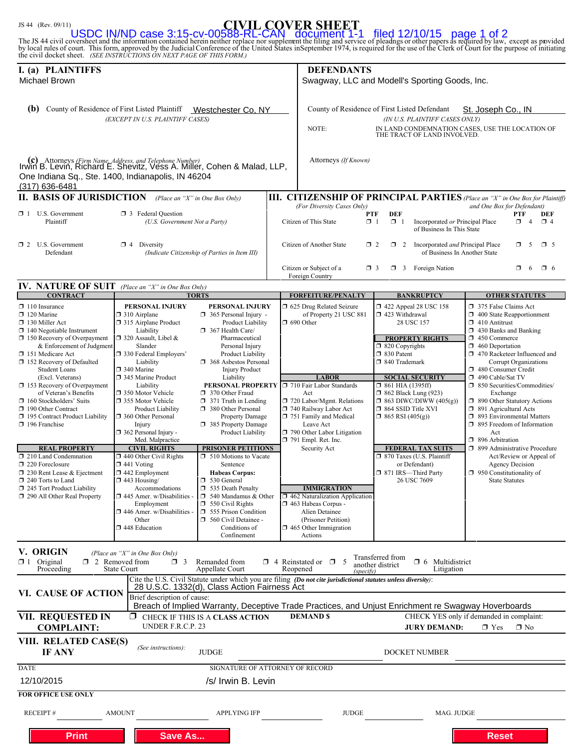JS 44 (Rev. 09/11)

# CIVIL COVER SHEET

USDC IN/ND case 3:15-cv-00588-RL-CAN document 1-1 filed 12/10/15 page 1 of 2

The JS 44 civil coversheet and the information contained herein neither replace nor supplement the filing and service of pleadings or other papers as required by law, except as provided by local rules of court. This form, approved by the Judicial Conference of the United States in September 1974, is required for the use of the Clerk of Court for the purpose of initiating the civil docket sheet. *(SEE INSTRUCTIONS ON NEXT PAGE OF THIS FORM.)*

## I. (a) PLAINTIFFS

Michael Brown

**(b)** County of Residence of First Listed Plaintiff: Westchester Co, NY
*(EXCEPT IN U.S. PLAINTIFF CASES)*

**(c)** Attorneys *(Firm Name, Address, and Telephone Number)*
Irwin B. Levin, Richard E. Shevitz, Vess A. Miller, Cohen & Malad, LLP, One Indiana Sq., Ste. 1400, Indianapolis, IN 46204
(317) 636-6481

## DEFENDANTS

Swagway, LLC and Modell's Sporting Goods, Inc.

County of Residence of First Listed Defendant: St. Joseph Co., IN
*(IN U.S. PLAINTIFF CASES ONLY)*

NOTE: IN LAND CONDEMNATION CASES, USE THE LOCATION OF THE TRACT OF LAND INVOLVED.

Attorneys *(If Known)*

## II. BASIS OF JURISDICTION *(Place an "X" in One Box Only)*

- ☐ 1 U.S. Government Plaintiff
- ☐ 3 Federal Question (U.S. Government Not a Party)
- ☐ 2 U.S. Government Defendant
- ☐ 4 Diversity (Indicate Citizenship of Parties in Item III)

## III. CITIZENSHIP OF PRINCIPAL PARTIES *(Place an "X" in One Box for Plaintiff and One Box for Defendant)* *(For Diversity Cases Only)*

| | PTF | DEF | | PTF | DEF |
|---|---|---|---|---|---|
| Citizen of This State | ☐ 1 | ☐ 1 | Incorporated *or* Principal Place of Business In This State | ☐ 4 | ☐ 4 |
| Citizen of Another State | ☐ 2 | ☐ 2 | Incorporated *and* Principal Place of Business In Another State | ☐ 5 | ☐ 5 |
| Citizen or Subject of a Foreign Country | ☐ 3 | ☐ 3 | Foreign Nation | ☐ 6 | ☐ 6 |

## IV. NATURE OF SUIT *(Place an "X" in One Box Only)*

**CONTRACT**
- ☐ 110 Insurance
- ☐ 120 Marine
- ☐ 130 Miller Act
- ☐ 140 Negotiable Instrument
- ☐ 150 Recovery of Overpayment & Enforcement of Judgment
- ☐ 151 Medicare Act
- ☐ 152 Recovery of Defaulted Student Loans (Excl. Veterans)
- ☐ 153 Recovery of Overpayment of Veteran's Benefits
- ☐ 160 Stockholders' Suits
- ☐ 190 Other Contract
- ☐ 195 Contract Product Liability
- ☐ 196 Franchise

**REAL PROPERTY**
- ☐ 210 Land Condemnation
- ☐ 220 Foreclosure
- ☐ 230 Rent Lease & Ejectment
- ☐ 240 Torts to Land
- ☐ 245 Tort Product Liability
- ☐ 290 All Other Real Property

**TORTS — PERSONAL INJURY**
- ☐ 310 Airplane
- ☐ 315 Airplane Product Liability
- ☐ 320 Assault, Libel & Slander
- ☐ 330 Federal Employers' Liability
- ☐ 340 Marine
- ☐ 345 Marine Product Liability
- ☐ 350 Motor Vehicle
- ☐ 355 Motor Vehicle Product Liability
- ☐ 360 Other Personal Injury
- ☐ 362 Personal Injury - Med. Malpractice

**PERSONAL INJURY**
- ☐ 365 Personal Injury - Product Liability
- ☐ 367 Health Care/ Pharmaceutical Personal Injury Product Liability
- ☐ 368 Asbestos Personal Injury Product Liability

**PERSONAL PROPERTY**
- ☐ 370 Other Fraud
- ☐ 371 Truth in Lending
- ☐ 380 Other Personal Property Damage
- ☐ 385 Property Damage Product Liability

**CIVIL RIGHTS**
- ☐ 440 Other Civil Rights
- ☐ 441 Voting
- ☐ 442 Employment
- ☐ 443 Housing/ Accommodations
- ☐ 445 Amer. w/Disabilities - Employment
- ☐ 446 Amer. w/Disabilities - Other
- ☐ 448 Education

**PRISONER PETITIONS**
- ☐ 510 Motions to Vacate Sentence
- **Habeas Corpus:**
- ☐ 530 General
- ☐ 535 Death Penalty
- ☐ 540 Mandamus & Other
- ☐ 550 Civil Rights
- ☐ 555 Prison Condition
- ☐ 560 Civil Detainee - Conditions of Confinement

**FORFEITURE/PENALTY**
- ☐ 625 Drug Related Seizure of Property 21 USC 881
- ☐ 690 Other

**LABOR**
- ☐ 710 Fair Labor Standards Act
- ☐ 720 Labor/Mgmt. Relations
- ☐ 740 Railway Labor Act
- ☐ 751 Family and Medical Leave Act
- ☐ 790 Other Labor Litigation
- ☐ 791 Empl. Ret. Inc. Security Act

**IMMIGRATION**
- ☐ 462 Naturalization Application
- ☐ 463 Habeas Corpus - Alien Detainee (Prisoner Petition)
- ☐ 465 Other Immigration Actions

**BANKRUPTCY**
- ☐ 422 Appeal 28 USC 158
- ☐ 423 Withdrawal 28 USC 157

**PROPERTY RIGHTS**
- ☐ 820 Copyrights
- ☐ 830 Patent
- ☐ 840 Trademark

**SOCIAL SECURITY**
- ☐ 861 HIA (1395ff)
- ☐ 862 Black Lung (923)
- ☐ 863 DIWC/DIWW (405(g))
- ☐ 864 SSID Title XVI
- ☐ 865 RSI (405(g))

**FEDERAL TAX SUITS**
- ☐ 870 Taxes (U.S. Plaintiff or Defendant)
- ☐ 871 IRS—Third Party 26 USC 7609

**OTHER STATUTES**
- ☐ 375 False Claims Act
- ☐ 400 State Reapportionment
- ☐ 410 Antitrust
- ☐ 430 Banks and Banking
- ☐ 450 Commerce
- ☐ 460 Deportation
- ☐ 470 Racketeer Influenced and Corrupt Organizations
- ☐ 480 Consumer Credit
- ☐ 490 Cable/Sat TV
- ☐ 850 Securities/Commodities/ Exchange
- ☐ 890 Other Statutory Actions
- ☐ 891 Agricultural Acts
- ☐ 893 Environmental Matters
- ☐ 895 Freedom of Information Act
- ☐ 896 Arbitration
- ☐ 899 Administrative Procedure Act/Review or Appeal of Agency Decision
- ☐ 950 Constitutionality of State Statutes

## V. ORIGIN *(Place an "X" in One Box Only)*

☐ 1 Original Proceeding ☐ 2 Removed from State Court ☐ 3 Remanded from Appellate Court ☐ 4 Reinstated or Reopened ☐ 5 Transferred from another district *(specify)* ☐ 6 Multidistrict Litigation

## VI. CAUSE OF ACTION

Cite the U.S. Civil Statute under which you are filing *(Do not cite jurisdictional statutes unless diversity)*:
28 U.S.C. 1332(d), Class Action Fairness Act

Brief description of cause:
Breach of Implied Warranty, Deceptive Trade Practices, and Unjust Enrichment re Swagway Hoverboards

## VII. REQUESTED IN COMPLAINT:

☐ CHECK IF THIS IS A CLASS ACTION UNDER F.R.C.P. 23

DEMAND $

CHECK YES only if demanded in complaint:
JURY DEMAND: ☐ Yes ☐ No

## VIII. RELATED CASE(S) IF ANY

*(See instructions)*: JUDGE DOCKET NUMBER

DATE: 12/10/2015

SIGNATURE OF ATTORNEY OF RECORD: /s/ Irwin B. Levin

**FOR OFFICE USE ONLY**

RECEIPT # AMOUNT APPLYING IFP JUDGE MAG. JUDGE

Print | Save As... | Reset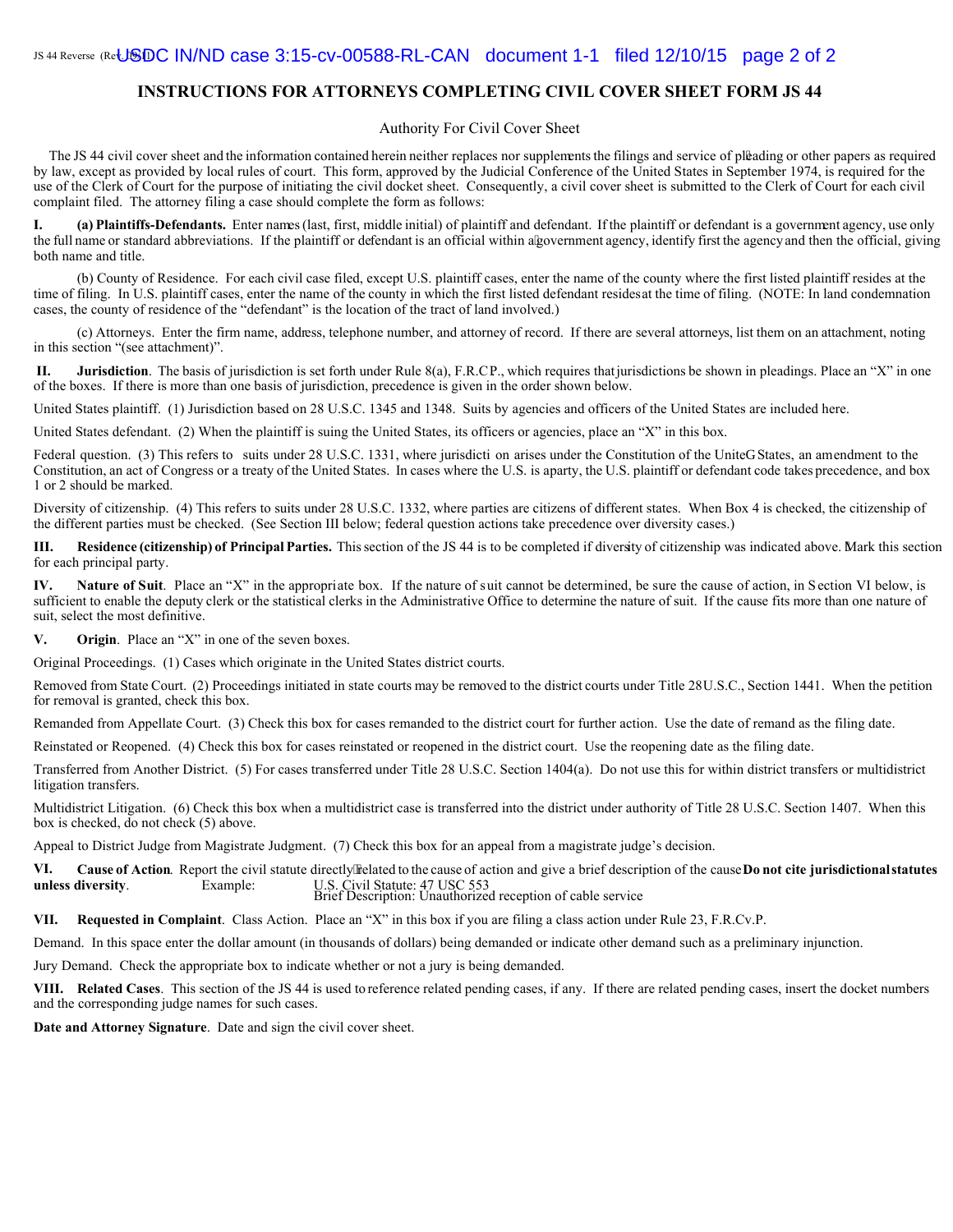# INSTRUCTIONS FOR ATTORNEYS COMPLETING CIVIL COVER SHEET FORM JS 44

Authority For Civil Cover Sheet

The JS 44 civil cover sheet and the information contained herein neither replaces nor supplements the filings and service of pleading or other papers as required by law, except as provided by local rules of court. This form, approved by the Judicial Conference of the United States in September 1974, is required for the use of the Clerk of Court for the purpose of initiating the civil docket sheet. Consequently, a civil cover sheet is submitted to the Clerk of Court for each civil complaint filed. The attorney filing a case should complete the form as follows:

**I. (a) Plaintiffs-Defendants.** Enter names (last, first, middle initial) of plaintiff and defendant. If the plaintiff or defendant is a government agency, use only the full name or standard abbreviations. If the plaintiff or defendant is an official within a government agency, identify first the agency and then the official, giving both name and title.

(b) County of Residence. For each civil case filed, except U.S. plaintiff cases, enter the name of the county where the first listed plaintiff resides at the time of filing. In U.S. plaintiff cases, enter the name of the county in which the first listed defendant resides at the time of filing. (NOTE: In land condemnation cases, the county of residence of the "defendant" is the location of the tract of land involved.)

(c) Attorneys. Enter the firm name, address, telephone number, and attorney of record. If there are several attorneys, list them on an attachment, noting in this section "(see attachment)".

**II. Jurisdiction**. The basis of jurisdiction is set forth under Rule 8(a), F.R.CP., which requires that jurisdictions be shown in pleadings. Place an "X" in one of the boxes. If there is more than one basis of jurisdiction, precedence is given in the order shown below.

United States plaintiff. (1) Jurisdiction based on 28 U.S.C. 1345 and 1348. Suits by agencies and officers of the United States are included here.

United States defendant. (2) When the plaintiff is suing the United States, its officers or agencies, place an "X" in this box.

Federal question. (3) This refers to suits under 28 U.S.C. 1331, where jurisdiction arises under the Constitution of the United States, an amendment to the Constitution, an act of Congress or a treaty of the United States. In cases where the U.S. is a party, the U.S. plaintiff or defendant code takes precedence, and box 1 or 2 should be marked.

Diversity of citizenship. (4) This refers to suits under 28 U.S.C. 1332, where parties are citizens of different states. When Box 4 is checked, the citizenship of the different parties must be checked. (See Section III below; federal question actions take precedence over diversity cases.)

**III. Residence (citizenship) of Principal Parties.** This section of the JS 44 is to be completed if diversity of citizenship was indicated above. Mark this section for each principal party.

**IV. Nature of Suit**. Place an "X" in the appropriate box. If the nature of suit cannot be determined, be sure the cause of action, in Section VI below, is sufficient to enable the deputy clerk or the statistical clerks in the Administrative Office to determine the nature of suit. If the cause fits more than one nature of suit, select the most definitive.

**V. Origin**. Place an "X" in one of the seven boxes.

Original Proceedings. (1) Cases which originate in the United States district courts.

Removed from State Court. (2) Proceedings initiated in state courts may be removed to the district courts under Title 28 U.S.C., Section 1441. When the petition for removal is granted, check this box.

Remanded from Appellate Court. (3) Check this box for cases remanded to the district court for further action. Use the date of remand as the filing date.

Reinstated or Reopened. (4) Check this box for cases reinstated or reopened in the district court. Use the reopening date as the filing date.

Transferred from Another District. (5) For cases transferred under Title 28 U.S.C. Section 1404(a). Do not use this for within district transfers or multidistrict litigation transfers.

Multidistrict Litigation. (6) Check this box when a multidistrict case is transferred into the district under authority of Title 28 U.S.C. Section 1407. When this box is checked, do not check (5) above.

Appeal to District Judge from Magistrate Judgment. (7) Check this box for an appeal from a magistrate judge's decision.

**VI. Cause of Action**. Report the civil statute directly related to the cause of action and give a brief description of the cause. **Do not cite jurisdictional statutes unless diversity**. Example: U.S. Civil Statute: 47 USC 553
Brief Description: Unauthorized reception of cable service

**VII. Requested in Complaint**. Class Action. Place an "X" in this box if you are filing a class action under Rule 23, F.R.Cv.P.

Demand. In this space enter the dollar amount (in thousands of dollars) being demanded or indicate other demand such as a preliminary injunction.

Jury Demand. Check the appropriate box to indicate whether or not a jury is being demanded.

**VIII. Related Cases**. This section of the JS 44 is used to reference related pending cases, if any. If there are related pending cases, insert the docket numbers and the corresponding judge names for such cases.

**Date and Attorney Signature**. Date and sign the civil cover sheet.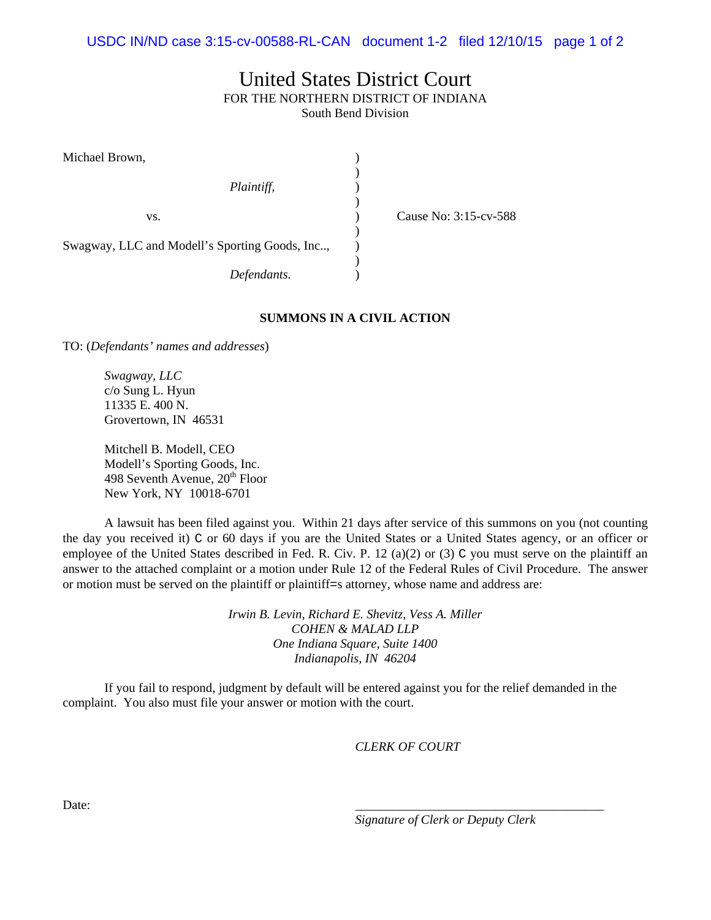# United States District Court

FOR THE NORTHERN DISTRICT OF INDIANA
South Bend Division

| | | |
|---|---|---|
| Michael Brown, | ) | |
| | ) | |
| *Plaintiff*, | ) | |
| | ) | |
| vs. | ) | Cause No: 3:15-cv-588 |
| | ) | |
| Swagway, LLC and Modell's Sporting Goods, Inc.., | ) | |
| | ) | |
| *Defendants.* | ) | |

**SUMMONS IN A CIVIL ACTION**

TO: (*Defendants' names and addresses*)

*Swagway, LLC*
c/o Sung L. Hyun
11335 E. 400 N.
Grovertown, IN 46531

Mitchell B. Modell, CEO
Modell's Sporting Goods, Inc.
498 Seventh Avenue, 20th Floor
New York, NY 10018-6701

A lawsuit has been filed against you. Within 21 days after service of this summons on you (not counting the day you received it) C or 60 days if you are the United States or a United States agency, or an officer or employee of the United States described in Fed. R. Civ. P. 12 (a)(2) or (3) C you must serve on the plaintiff an answer to the attached complaint or a motion under Rule 12 of the Federal Rules of Civil Procedure. The answer or motion must be served on the plaintiff or plaintiff=s attorney, whose name and address are:

*Irwin B. Levin, Richard E. Shevitz, Vess A. Miller*
*COHEN & MALAD LLP*
*One Indiana Square, Suite 1400*
*Indianapolis, IN 46204*

If you fail to respond, judgment by default will be entered against you for the relief demanded in the complaint. You also must file your answer or motion with the court.

*CLERK OF COURT*

Date:

\_\_\_\_\_\_\_\_\_\_\_\_\_\_\_\_\_\_\_\_\_\_\_\_\_\_\_\_\_\_\_\_\_\_\_\_\_\_\_\_
*Signature of Clerk or Deputy Clerk*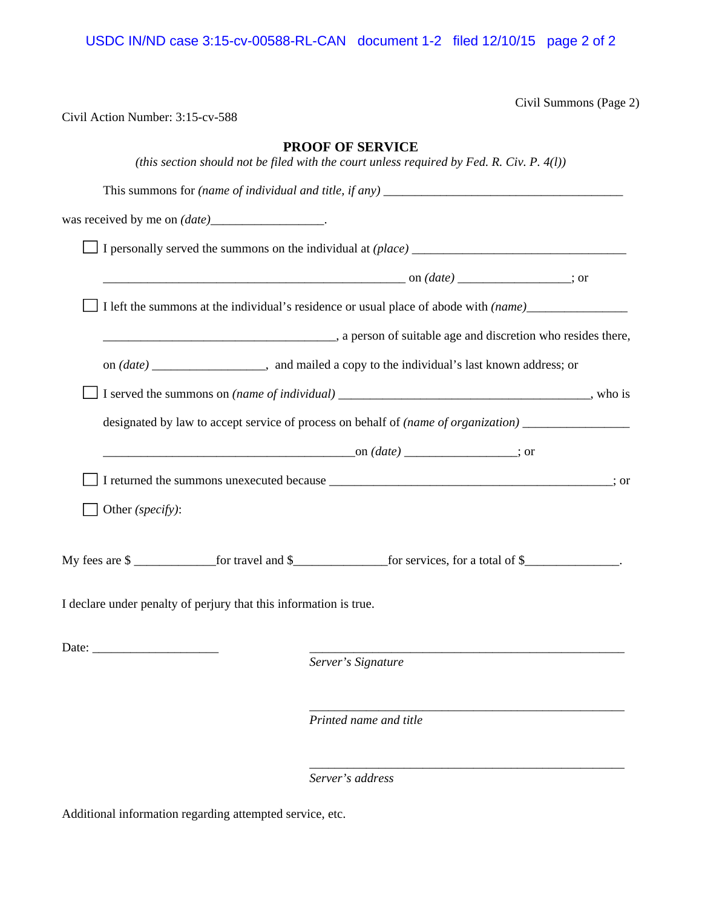Civil Summons (Page 2)

Civil Action Number: 3:15-cv-588

## PROOF OF SERVICE

*(this section should not be filed with the court unless required by Fed. R. Civ. P. 4(l))*

This summons for *(name of individual and title, if any)* ______________________________________

was received by me on *(date)*_________________.

☐ I personally served the summons on the individual at *(place)* __________________________________

________________________________________________ on *(date)* _________________; or

☐ I left the summons at the individual's residence or usual place of abode with *(name)*_______________

_____________________________________, a person of suitable age and discretion who resides there,

on *(date)* _________________, and mailed a copy to the individual's last known address; or

☐ I served the summons on *(name of individual)* ________________________________________, who is

designated by law to accept service of process on behalf of *(name of organization)* ________________

________________________________________on *(date)* _________________; or

☐ I returned the summons unexecuted because ______________________________________________; or

☐ Other *(specify)*:

My fees are $ _____________for travel and $______________for services, for a total of $______________.

I declare under penalty of perjury that this information is true.

Date: ____________________

__________________________________________________
*Server's Signature*

__________________________________________________
*Printed name and title*

__________________________________________________
*Server's address*

Additional information regarding attempted service, etc.